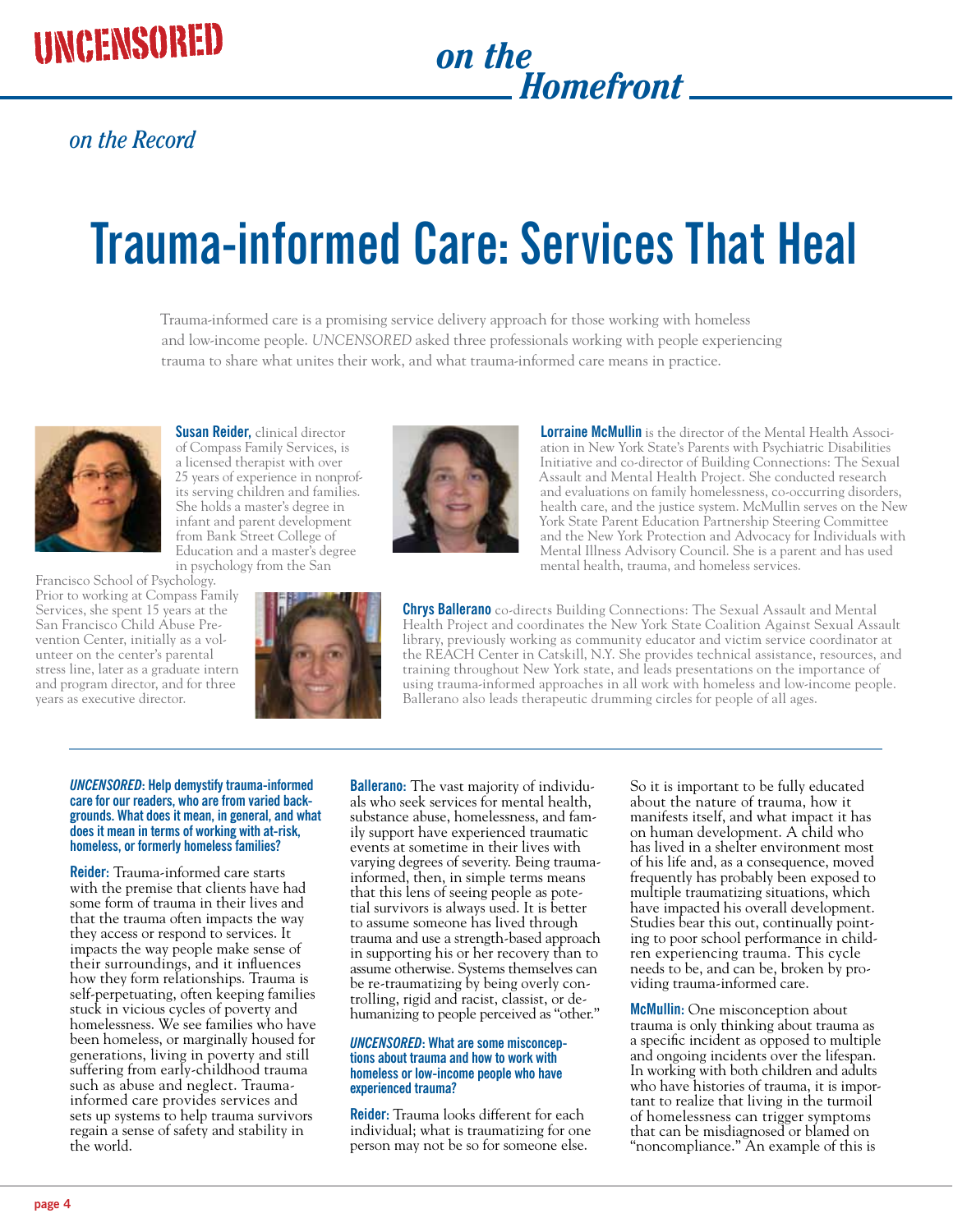# Trauma-informed Care: Services That Heal

Trauma-informed care is a promising service delivery approach for those working with homeless and low-income people. *UNCENSORED* asked three professionals working with people experiencing trauma to share what unites their work, and what trauma-informed care means in practice.

**Susan Reider,** clinical director of Compass Family Services, is a licensed therapist with over 25 years of experience in nonprofits serving children and families. She holds a master's degree in infant and parent development from Bank Street College of Education and a master's degree in psychology from the San Francisco School of Psychology. Prior to working at Compass Family Services, she spent 15 years at the San Francisco Child Abuse Prevention Center, initially as a volunteer on the center's parental stress line, later as a graduate intern and program director, and for three years as executive director.

**Lorraine McMullin** is the director of the Mental Health Association in New York State's Parents with Psychiatric Disabilities Initiative and co-director of Building Connections: The Sexual Assault and Mental Health Project. She conducted research and evaluations on family homelessness, co-occurring disorders, health care, and the justice system. McMullin serves on the New York State Parent Education Partnership Steering Committee and the New York Protection and Advocacy for Individuals with Mental Illness Advisory Council. She is a parent and has used mental health, trauma, and homeless services.

**Chrys Ballerano** co-directs Building Connections: The Sexual Assault and Mental Health Project and coordinates the New York State Coalition Against Sexual Assault library, previously working as community educator and victim service coordinator at the REACH Center in Catskill, N.Y. She provides technical assistance, resources, and training throughout New York state, and leads presentations on the importance of using trauma-informed approaches in all work with homeless and low-income people. Ballerano also leads therapeutic drumming circles for people of all ages.

***UNCENSORED*: Help demystify trauma-informed care for our readers, who are from varied backgrounds. What does it mean, in general, and what does it mean in terms of working with at-risk, homeless, or formerly homeless families?**

**Reider:** Trauma-informed care starts with the premise that clients have had some form of trauma in their lives and that the trauma often impacts the way they access or respond to services. It impacts the way people make sense of their surroundings, and it influences how they form relationships. Trauma is self-perpetuating, often keeping families stuck in vicious cycles of poverty and homelessness. We see families who have been homeless, or marginally housed for generations, living in poverty and still suffering from early-childhood trauma such as abuse and neglect. Trauma-informed care provides services and sets up systems to help trauma survivors regain a sense of safety and stability in the world.

**Ballerano:** The vast majority of individuals who seek services for mental health, substance abuse, homelessness, and family support have experienced traumatic events at sometime in their lives with varying degrees of severity. Being trauma-informed, then, in simple terms means that this lens of seeing people as potential survivors is always used. It is better to assume someone has lived through trauma and use a strength-based approach in supporting his or her recovery than to assume otherwise. Systems themselves can be re-traumatizing by being overly controlling, rigid and racist, classist, or de-humanizing to people perceived as "other."

***UNCENSORED*: What are some misconceptions about trauma and how to work with homeless or low-income people who have experienced trauma?**

**Reider:** Trauma looks different for each individual; what is traumatizing for one person may not be so for someone else. So it is important to be fully educated about the nature of trauma, how it manifests itself, and what impact it has on human development. A child who has lived in a shelter environment most of his life and, as a consequence, moved frequently has probably been exposed to multiple traumatizing situations, which have impacted his overall development. Studies bear this out, continually pointing to poor school performance in children experiencing trauma. This cycle needs to be, and can be, broken by providing trauma-informed care.

**McMullin:** One misconception about trauma is only thinking about trauma as a specific incident as opposed to multiple and ongoing incidents over the lifespan. In working with both children and adults who have histories of trauma, it is important to realize that living in the turmoil of homelessness can trigger symptoms that can be misdiagnosed or blamed on "noncompliance." An example of this is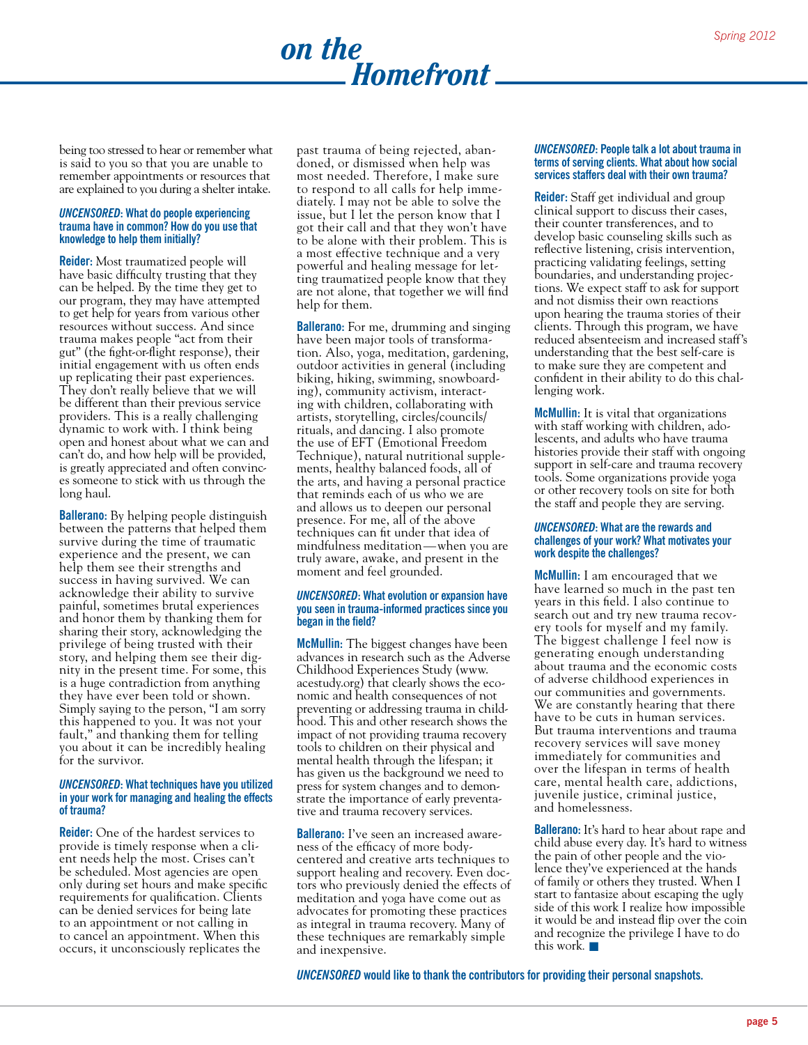being too stressed to hear or remember what is said to you so that you are unable to remember appointments or resources that are explained to you during a shelter intake.

***UNCENSORED*: What do people experiencing trauma have in common? How do you use that knowledge to help them initially?**

**Reider:** Most traumatized people will have basic difficulty trusting that they can be helped. By the time they get to our program, they may have attempted to get help for years from various other resources without success. And since trauma makes people "act from their gut" (the fight-or-flight response), their initial engagement with us often ends up replicating their past experiences. They don't really believe that we will be different than their previous service providers. This is a really challenging dynamic to work with. I think being open and honest about what we can and can't do, and how help will be provided, is greatly appreciated and often convinces someone to stick with us through the long haul.

**Ballerano:** By helping people distinguish between the patterns that helped them survive during the time of traumatic experience and the present, we can help them see their strengths and success in having survived. We can acknowledge their ability to survive painful, sometimes brutal experiences and honor them by thanking them for sharing their story, acknowledging the privilege of being trusted with their story, and helping them see their dignity in the present time. For some, this is a huge contradiction from anything they have ever been told or shown. Simply saying to the person, "I am sorry this happened to you. It was not your fault," and thanking them for telling you about it can be incredibly healing for the survivor.

***UNCENSORED*: What techniques have you utilized in your work for managing and healing the effects of trauma?**

**Reider:** One of the hardest services to provide is timely response when a client needs help the most. Crises can't be scheduled. Most agencies are open only during set hours and make specific requirements for qualification. Clients can be denied services for being late to an appointment or not calling in to cancel an appointment. When this occurs, it unconsciously replicates the past trauma of being rejected, abandoned, or dismissed when help was most needed. Therefore, I make sure to respond to all calls for help immediately. I may not be able to solve the issue, but I let the person know that I got their call and that they won't have to be alone with their problem. This is a most effective technique and a very powerful and healing message for letting traumatized people know that they are not alone, that together we will find help for them.

**Ballerano:** For me, drumming and singing have been major tools of transformation. Also, yoga, meditation, gardening, outdoor activities in general (including biking, hiking, swimming, snowboarding), community activism, interacting with children, collaborating with artists, storytelling, circles/councils/rituals, and dancing. I also promote the use of EFT (Emotional Freedom Technique), natural nutritional supplements, healthy balanced foods, all of the arts, and having a personal practice that reminds each of us who we are and allows us to deepen our personal presence. For me, all of the above techniques can fit under that idea of mindfulness meditation—when you are truly aware, awake, and present in the moment and feel grounded.

***UNCENSORED*: What evolution or expansion have you seen in trauma-informed practices since you began in the field?**

**McMullin:** The biggest changes have been advances in research such as the Adverse Childhood Experiences Study (www.acestudy.org) that clearly shows the economic and health consequences of not preventing or addressing trauma in childhood. This and other research shows the impact of not providing trauma recovery tools to children on their physical and mental health through the lifespan; it has given us the background we need to press for system changes and to demonstrate the importance of early preventative and trauma recovery services.

**Ballerano:** I've seen an increased awareness of the efficacy of more body-centered and creative arts techniques to support healing and recovery. Even doctors who previously denied the effects of meditation and yoga have come out as advocates for promoting these practices as integral in trauma recovery. Many of these techniques are remarkably simple and inexpensive.

***UNCENSORED*: People talk a lot about trauma in terms of serving clients. What about how social services staffers deal with their own trauma?**

**Reider:** Staff get individual and group clinical support to discuss their cases, their counter transferences, and to develop basic counseling skills such as reflective listening, crisis intervention, practicing validating feelings, setting boundaries, and understanding projections. We expect staff to ask for support and not dismiss their own reactions upon hearing the trauma stories of their clients. Through this program, we have reduced absenteeism and increased staff's understanding that the best self-care is to make sure they are competent and confident in their ability to do this challenging work.

**McMullin:** It is vital that organizations with staff working with children, adolescents, and adults who have trauma histories provide their staff with ongoing support in self-care and trauma recovery tools. Some organizations provide yoga or other recovery tools on site for both the staff and people they are serving.

***UNCENSORED*: What are the rewards and challenges of your work? What motivates your work despite the challenges?**

**McMullin:** I am encouraged that we have learned so much in the past ten years in this field. I also continue to search out and try new trauma recovery tools for myself and my family. The biggest challenge I feel now is generating enough understanding about trauma and the economic costs of adverse childhood experiences in our communities and governments. We are constantly hearing that there have to be cuts in human services. But trauma interventions and trauma recovery services will save money immediately for communities and over the lifespan in terms of health care, mental health care, addictions, juvenile justice, criminal justice, and homelessness.

**Ballerano:** It's hard to hear about rape and child abuse every day. It's hard to witness the pain of other people and the violence they've experienced at the hands of family or others they trusted. When I start to fantasize about escaping the ugly side of this work I realize how impossible it would be and instead flip over the coin and recognize the privilege I have to do this work. ■

***UNCENSORED* would like to thank the contributors for providing their personal snapshots.**